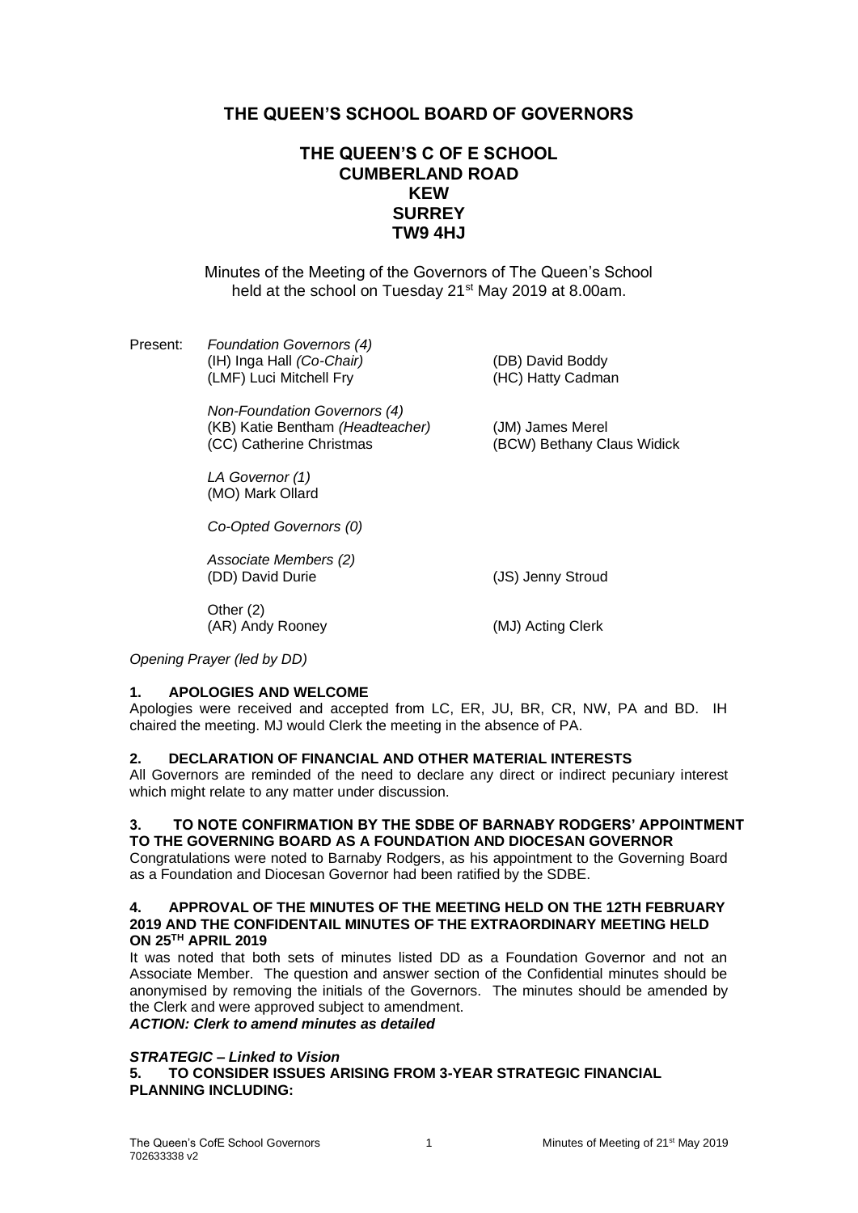# THE QUEEN'S SCHOOL BOARD OF GOVERNORS

## THE QUEEN'S C OF E SCHOOL
## CUMBERLAND ROAD
## KEW
## SURREY
## TW9 4HJ

Minutes of the Meeting of the Governors of The Queen's School held at the school on Tuesday 21st May 2019 at 8.00am.

Present: *Foundation Governors (4)*

(IH) Inga Hall *(Co-Chair)*
(DB) David Boddy
(LMF) Luci Mitchell Fry
(HC) Hatty Cadman

*Non-Foundation Governors (4)*

(KB) Katie Bentham *(Headteacher)*
(JM) James Merel
(CC) Catherine Christmas
(BCW) Bethany Claus Widick

*LA Governor (1)*

(MO) Mark Ollard

*Co-Opted Governors (0)*

*Associate Members (2)*

(DD) David Durie
(JS) Jenny Stroud

Other (2)

(AR) Andy Rooney
(MJ) Acting Clerk

*Opening Prayer (led by DD)*

### 1. APOLOGIES AND WELCOME

Apologies were received and accepted from LC, ER, JU, BR, CR, NW, PA and BD. IH chaired the meeting. MJ would Clerk the meeting in the absence of PA.

### 2. DECLARATION OF FINANCIAL AND OTHER MATERIAL INTERESTS

All Governors are reminded of the need to declare any direct or indirect pecuniary interest which might relate to any matter under discussion.

### 3. TO NOTE CONFIRMATION BY THE SDBE OF BARNABY RODGERS' APPOINTMENT TO THE GOVERNING BOARD AS A FOUNDATION AND DIOCESAN GOVERNOR

Congratulations were noted to Barnaby Rodgers, as his appointment to the Governing Board as a Foundation and Diocesan Governor had been ratified by the SDBE.

### 4. APPROVAL OF THE MINUTES OF THE MEETING HELD ON THE 12TH FEBRUARY 2019 AND THE CONFIDENTAIL MINUTES OF THE EXTRAORDINARY MEETING HELD ON 25TH APRIL 2019

It was noted that both sets of minutes listed DD as a Foundation Governor and not an Associate Member. The question and answer section of the Confidential minutes should be anonymised by removing the initials of the Governors. The minutes should be amended by the Clerk and were approved subject to amendment.

***ACTION: Clerk to amend minutes as detailed***

***STRATEGIC – Linked to Vision***

### 5. TO CONSIDER ISSUES ARISING FROM 3-YEAR STRATEGIC FINANCIAL PLANNING INCLUDING: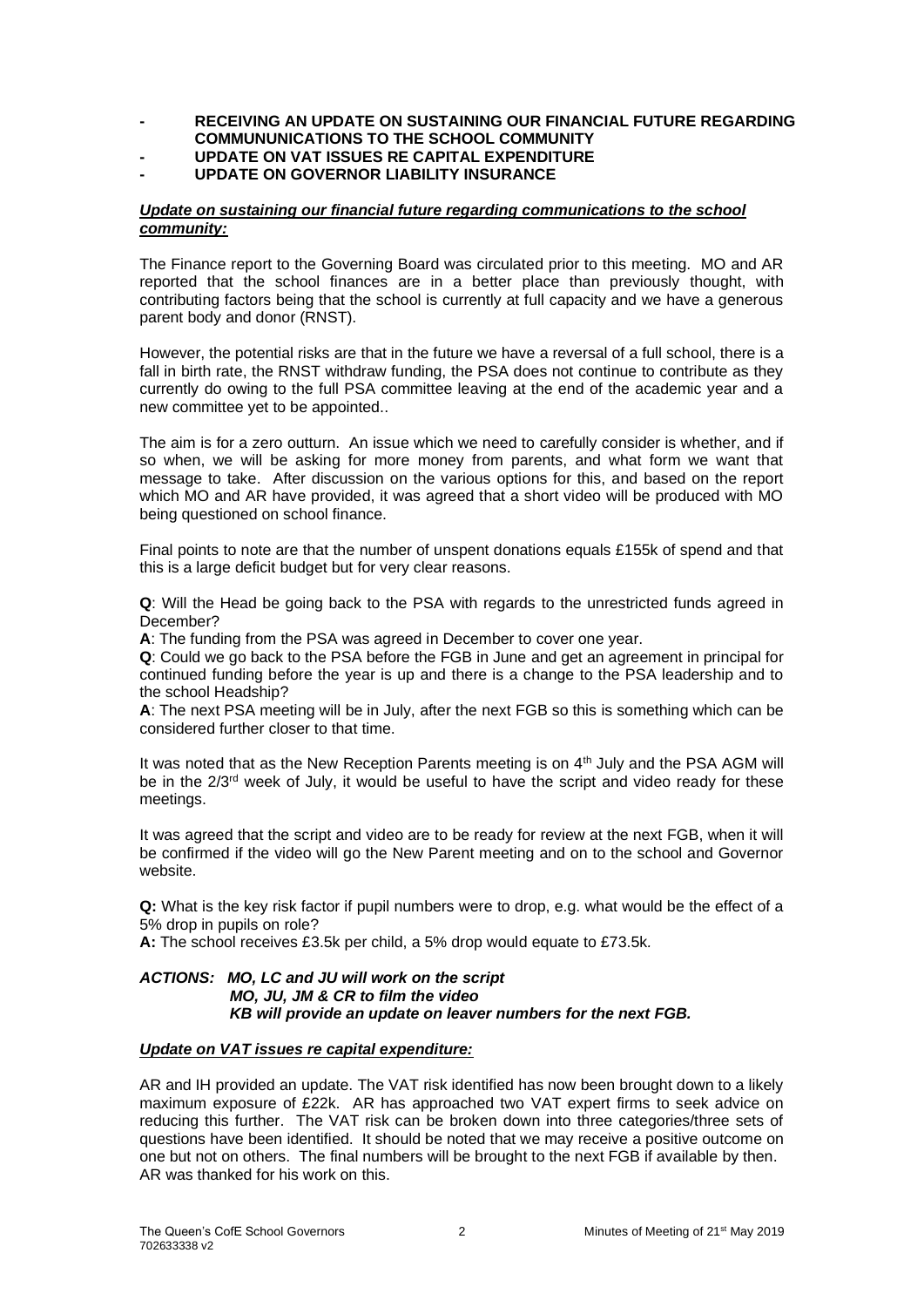- **RECEIVING AN UPDATE ON SUSTAINING OUR FINANCIAL FUTURE REGARDING COMMUNUNICATIONS TO THE SCHOOL COMMUNITY**
- **UPDATE ON VAT ISSUES RE CAPITAL EXPENDITURE**
- **UPDATE ON GOVERNOR LIABILITY INSURANCE**

***Update on sustaining our financial future regarding communications to the school community:***

The Finance report to the Governing Board was circulated prior to this meeting. MO and AR reported that the school finances are in a better place than previously thought, with contributing factors being that the school is currently at full capacity and we have a generous parent body and donor (RNST).

However, the potential risks are that in the future we have a reversal of a full school, there is a fall in birth rate, the RNST withdraw funding, the PSA does not continue to contribute as they currently do owing to the full PSA committee leaving at the end of the academic year and a new committee yet to be appointed..

The aim is for a zero outturn. An issue which we need to carefully consider is whether, and if so when, we will be asking for more money from parents, and what form we want that message to take. After discussion on the various options for this, and based on the report which MO and AR have provided, it was agreed that a short video will be produced with MO being questioned on school finance.

Final points to note are that the number of unspent donations equals £155k of spend and that this is a large deficit budget but for very clear reasons.

**Q**: Will the Head be going back to the PSA with regards to the unrestricted funds agreed in December?

**A**: The funding from the PSA was agreed in December to cover one year.

**Q**: Could we go back to the PSA before the FGB in June and get an agreement in principal for continued funding before the year is up and there is a change to the PSA leadership and to the school Headship?

**A**: The next PSA meeting will be in July, after the next FGB so this is something which can be considered further closer to that time.

It was noted that as the New Reception Parents meeting is on 4th July and the PSA AGM will be in the 2/3rd week of July, it would be useful to have the script and video ready for these meetings.

It was agreed that the script and video are to be ready for review at the next FGB, when it will be confirmed if the video will go the New Parent meeting and on to the school and Governor website.

**Q:** What is the key risk factor if pupil numbers were to drop, e.g. what would be the effect of a 5% drop in pupils on role?

**A:** The school receives £3.5k per child, a 5% drop would equate to £73.5k.

***ACTIONS: MO, LC and JU will work on the script***
***MO, JU, JM & CR to film the video***
***KB will provide an update on leaver numbers for the next FGB.***

***Update on VAT issues re capital expenditure:***

AR and IH provided an update. The VAT risk identified has now been brought down to a likely maximum exposure of £22k. AR has approached two VAT expert firms to seek advice on reducing this further. The VAT risk can be broken down into three categories/three sets of questions have been identified. It should be noted that we may receive a positive outcome on one but not on others. The final numbers will be brought to the next FGB if available by then. AR was thanked for his work on this.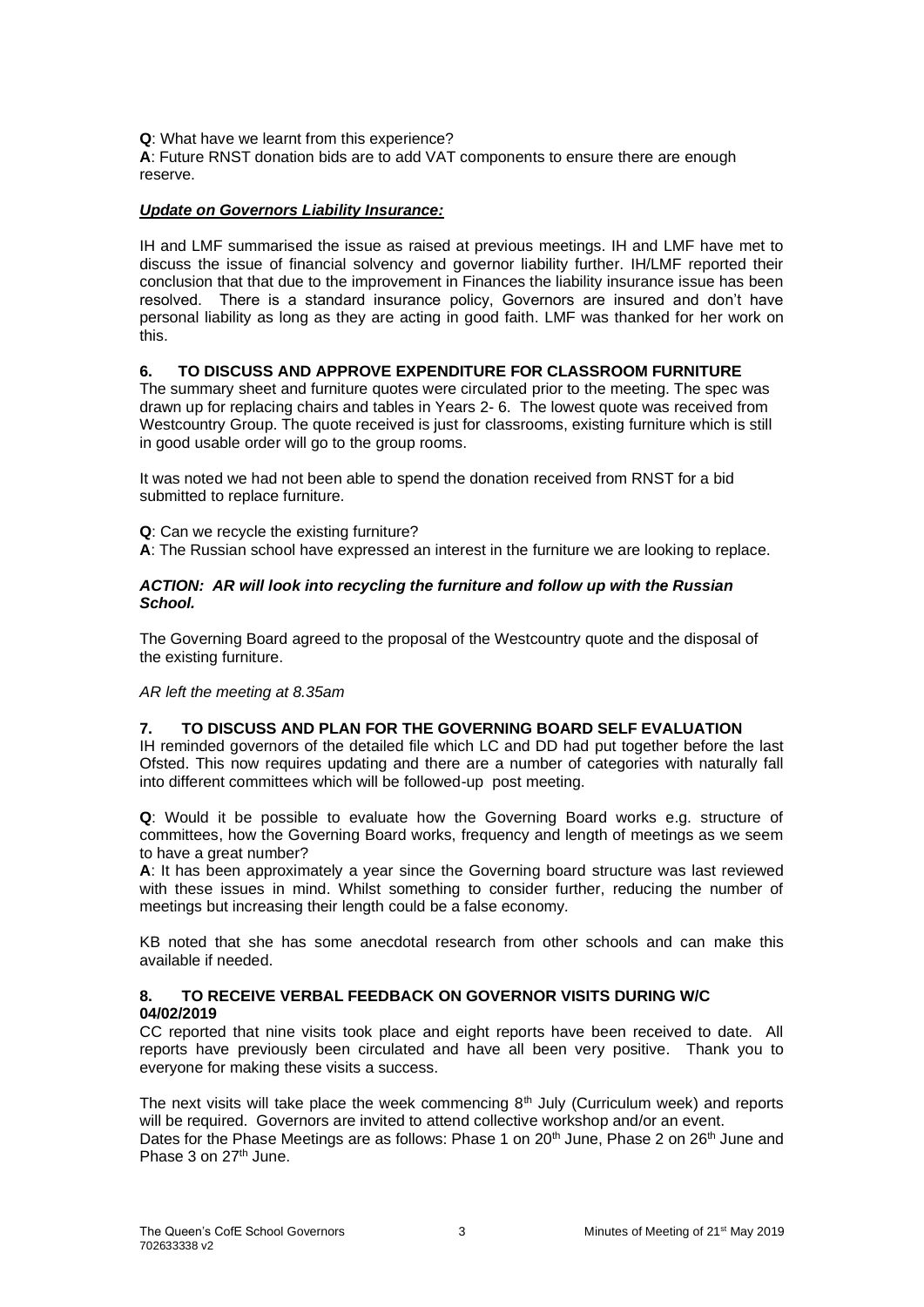**Q**: What have we learnt from this experience?
**A**: Future RNST donation bids are to add VAT components to ensure there are enough reserve.

***Update on Governors Liability Insurance:***

IH and LMF summarised the issue as raised at previous meetings. IH and LMF have met to discuss the issue of financial solvency and governor liability further. IH/LMF reported their conclusion that that due to the improvement in Finances the liability insurance issue has been resolved. There is a standard insurance policy, Governors are insured and don't have personal liability as long as they are acting in good faith. LMF was thanked for her work on this.

**6. TO DISCUSS AND APPROVE EXPENDITURE FOR CLASSROOM FURNITURE**

The summary sheet and furniture quotes were circulated prior to the meeting. The spec was drawn up for replacing chairs and tables in Years 2- 6. The lowest quote was received from Westcountry Group. The quote received is just for classrooms, existing furniture which is still in good usable order will go to the group rooms.

It was noted we had not been able to spend the donation received from RNST for a bid submitted to replace furniture.

**Q**: Can we recycle the existing furniture?
**A**: The Russian school have expressed an interest in the furniture we are looking to replace.

***ACTION: AR will look into recycling the furniture and follow up with the Russian School.***

The Governing Board agreed to the proposal of the Westcountry quote and the disposal of the existing furniture.

*AR left the meeting at 8.35am*

**7. TO DISCUSS AND PLAN FOR THE GOVERNING BOARD SELF EVALUATION**

IH reminded governors of the detailed file which LC and DD had put together before the last Ofsted. This now requires updating and there are a number of categories with naturally fall into different committees which will be followed-up post meeting.

**Q**: Would it be possible to evaluate how the Governing Board works e.g. structure of committees, how the Governing Board works, frequency and length of meetings as we seem to have a great number?
**A**: It has been approximately a year since the Governing board structure was last reviewed with these issues in mind. Whilst something to consider further, reducing the number of meetings but increasing their length could be a false economy.

KB noted that she has some anecdotal research from other schools and can make this available if needed.

**8. TO RECEIVE VERBAL FEEDBACK ON GOVERNOR VISITS DURING W/C 04/02/2019**

CC reported that nine visits took place and eight reports have been received to date. All reports have previously been circulated and have all been very positive. Thank you to everyone for making these visits a success.

The next visits will take place the week commencing 8th July (Curriculum week) and reports will be required. Governors are invited to attend collective workshop and/or an event.
Dates for the Phase Meetings are as follows: Phase 1 on 20th June, Phase 2 on 26th June and Phase 3 on 27th June.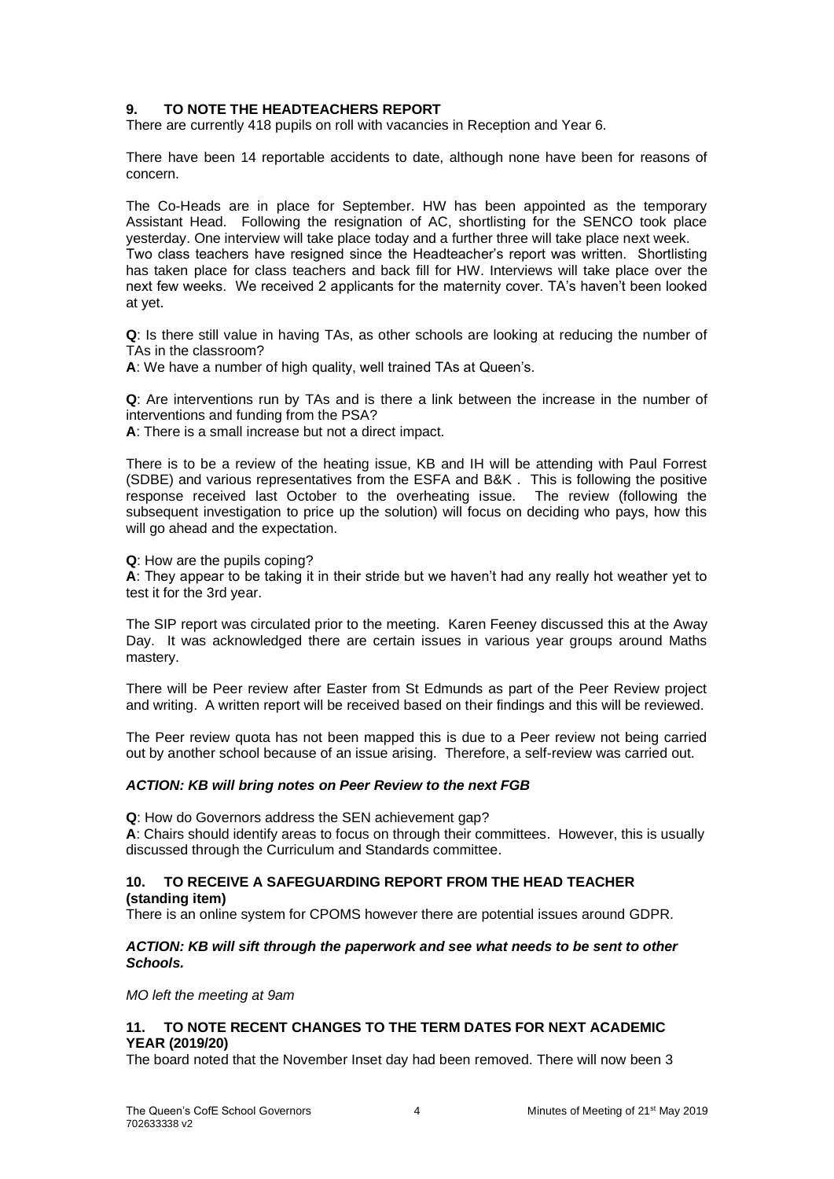## 9. TO NOTE THE HEADTEACHERS REPORT

There are currently 418 pupils on roll with vacancies in Reception and Year 6.

There have been 14 reportable accidents to date, although none have been for reasons of concern.

The Co-Heads are in place for September. HW has been appointed as the temporary Assistant Head. Following the resignation of AC, shortlisting for the SENCO took place yesterday. One interview will take place today and a further three will take place next week. Two class teachers have resigned since the Headteacher's report was written. Shortlisting has taken place for class teachers and back fill for HW. Interviews will take place over the next few weeks. We received 2 applicants for the maternity cover. TA's haven't been looked at yet.

**Q**: Is there still value in having TAs, as other schools are looking at reducing the number of TAs in the classroom?
**A**: We have a number of high quality, well trained TAs at Queen's.

**Q**: Are interventions run by TAs and is there a link between the increase in the number of interventions and funding from the PSA?
**A**: There is a small increase but not a direct impact.

There is to be a review of the heating issue, KB and IH will be attending with Paul Forrest (SDBE) and various representatives from the ESFA and B&K . This is following the positive response received last October to the overheating issue. The review (following the subsequent investigation to price up the solution) will focus on deciding who pays, how this will go ahead and the expectation.

**Q**: How are the pupils coping?
**A**: They appear to be taking it in their stride but we haven't had any really hot weather yet to test it for the 3rd year.

The SIP report was circulated prior to the meeting. Karen Feeney discussed this at the Away Day. It was acknowledged there are certain issues in various year groups around Maths mastery.

There will be Peer review after Easter from St Edmunds as part of the Peer Review project and writing. A written report will be received based on their findings and this will be reviewed.

The Peer review quota has not been mapped this is due to a Peer review not being carried out by another school because of an issue arising. Therefore, a self-review was carried out.

***ACTION: KB will bring notes on Peer Review to the next FGB***

**Q**: How do Governors address the SEN achievement gap?
**A**: Chairs should identify areas to focus on through their committees. However, this is usually discussed through the Curriculum and Standards committee.

## 10. TO RECEIVE A SAFEGUARDING REPORT FROM THE HEAD TEACHER (standing item)

There is an online system for CPOMS however there are potential issues around GDPR.

***ACTION: KB will sift through the paperwork and see what needs to be sent to other Schools.***

*MO left the meeting at 9am*

## 11. TO NOTE RECENT CHANGES TO THE TERM DATES FOR NEXT ACADEMIC YEAR (2019/20)

The board noted that the November Inset day had been removed. There will now been 3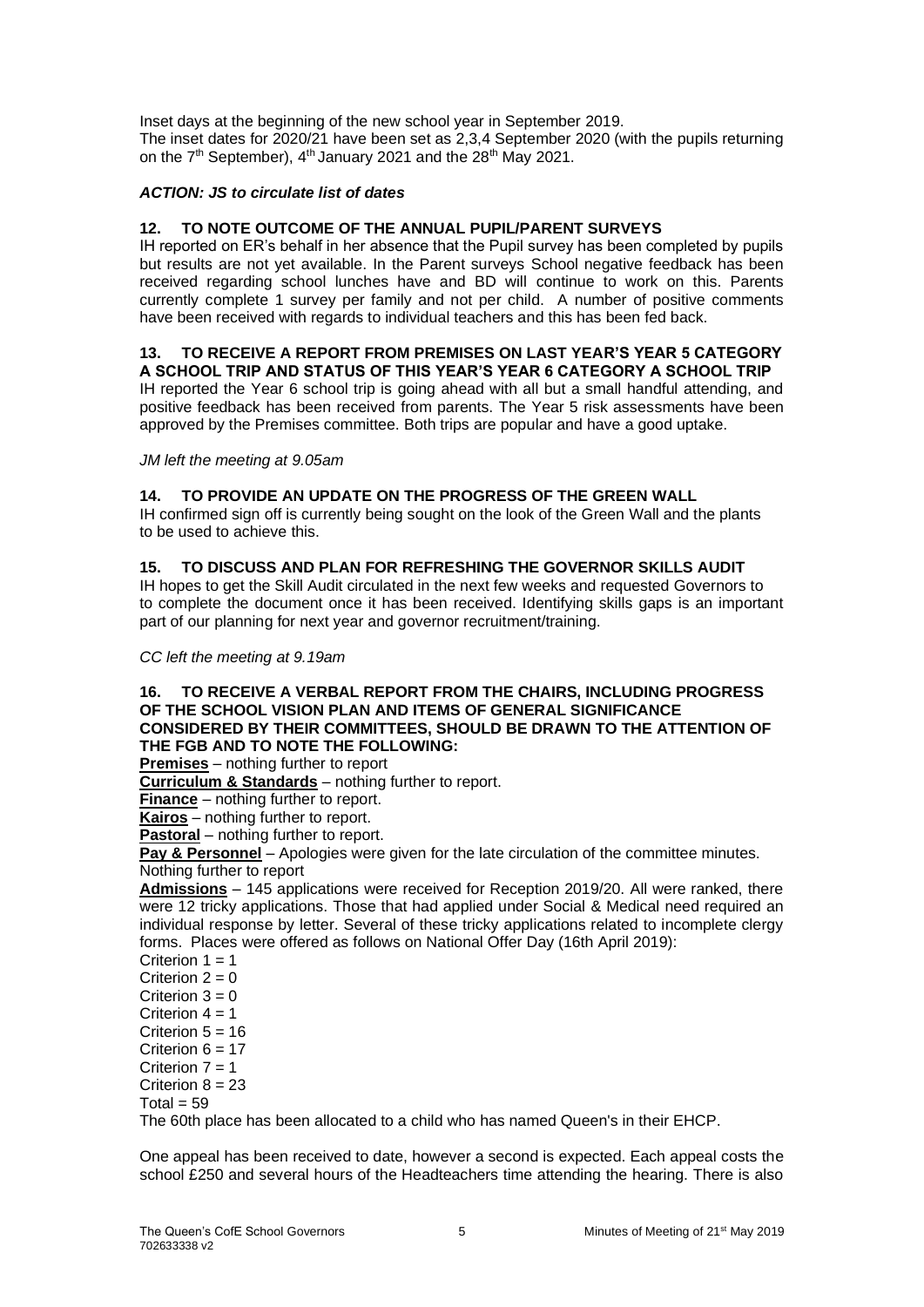Inset days at the beginning of the new school year in September 2019.
The inset dates for 2020/21 have been set as 2,3,4 September 2020 (with the pupils returning on the 7th September), 4th January 2021 and the 28th May 2021.

***ACTION: JS to circulate list of dates***

### 12. TO NOTE OUTCOME OF THE ANNUAL PUPIL/PARENT SURVEYS

IH reported on ER's behalf in her absence that the Pupil survey has been completed by pupils but results are not yet available. In the Parent surveys School negative feedback has been received regarding school lunches have and BD will continue to work on this. Parents currently complete 1 survey per family and not per child. A number of positive comments have been received with regards to individual teachers and this has been fed back.

### 13. TO RECEIVE A REPORT FROM PREMISES ON LAST YEAR'S YEAR 5 CATEGORY A SCHOOL TRIP AND STATUS OF THIS YEAR'S YEAR 6 CATEGORY A SCHOOL TRIP

IH reported the Year 6 school trip is going ahead with all but a small handful attending, and positive feedback has been received from parents. The Year 5 risk assessments have been approved by the Premises committee. Both trips are popular and have a good uptake.

*JM left the meeting at 9.05am*

### 14. TO PROVIDE AN UPDATE ON THE PROGRESS OF THE GREEN WALL

IH confirmed sign off is currently being sought on the look of the Green Wall and the plants to be used to achieve this.

### 15. TO DISCUSS AND PLAN FOR REFRESHING THE GOVERNOR SKILLS AUDIT

IH hopes to get the Skill Audit circulated in the next few weeks and requested Governors to to complete the document once it has been received. Identifying skills gaps is an important part of our planning for next year and governor recruitment/training.

*CC left the meeting at 9.19am*

### 16. TO RECEIVE A VERBAL REPORT FROM THE CHAIRS, INCLUDING PROGRESS OF THE SCHOOL VISION PLAN AND ITEMS OF GENERAL SIGNIFICANCE CONSIDERED BY THEIR COMMITTEES, SHOULD BE DRAWN TO THE ATTENTION OF THE FGB AND TO NOTE THE FOLLOWING:

**Premises** – nothing further to report

**Curriculum & Standards** – nothing further to report.

**Finance** – nothing further to report.

**Kairos** – nothing further to report.

**Pastoral** – nothing further to report.

**Pay & Personnel** – Apologies were given for the late circulation of the committee minutes. Nothing further to report

**Admissions** – 145 applications were received for Reception 2019/20. All were ranked, there were 12 tricky applications. Those that had applied under Social & Medical need required an individual response by letter. Several of these tricky applications related to incomplete clergy forms. Places were offered as follows on National Offer Day (16th April 2019):

Criterion 1 = 1
Criterion 2 = 0
Criterion 3 = 0
Criterion 4 = 1
Criterion 5 = 16
Criterion 6 = 17
Criterion 7 = 1
Criterion 8 = 23
Total = 59

The 60th place has been allocated to a child who has named Queen's in their EHCP.

One appeal has been received to date, however a second is expected. Each appeal costs the school £250 and several hours of the Headteachers time attending the hearing. There is also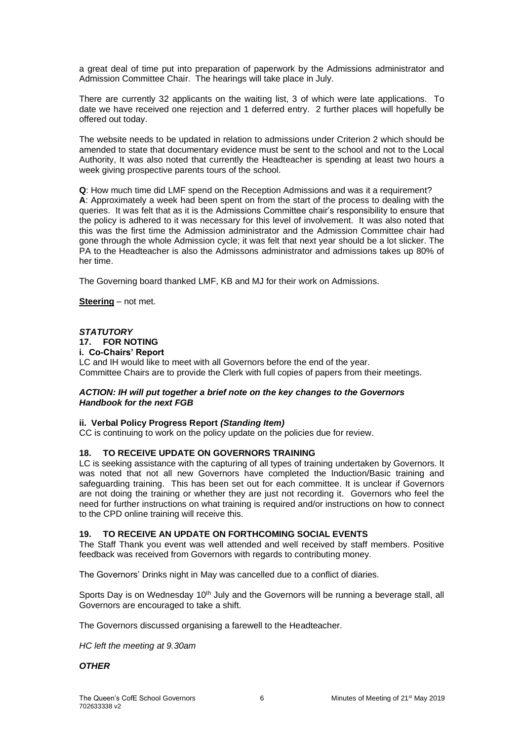a great deal of time put into preparation of paperwork by the Admissions administrator and Admission Committee Chair. The hearings will take place in July.

There are currently 32 applicants on the waiting list, 3 of which were late applications. To date we have received one rejection and 1 deferred entry. 2 further places will hopefully be offered out today.

The website needs to be updated in relation to admissions under Criterion 2 which should be amended to state that documentary evidence must be sent to the school and not to the Local Authority, It was also noted that currently the Headteacher is spending at least two hours a week giving prospective parents tours of the school.

**Q**: How much time did LMF spend on the Reception Admissions and was it a requirement?
**A**: Approximately a week had been spent on from the start of the process to dealing with the queries. It was felt that as it is the Admissions Committee chair's responsibility to ensure that the policy is adhered to it was necessary for this level of involvement. It was also noted that this was the first time the Admission administrator and the Admission Committee chair had gone through the whole Admission cycle; it was felt that next year should be a lot slicker. The PA to the Headteacher is also the Admissons administrator and admissions takes up 80% of her time.

The Governing board thanked LMF, KB and MJ for their work on Admissions.

**Steering** – not met.

***STATUTORY***

**17. FOR NOTING**

**i. Co-Chairs' Report**

LC and IH would like to meet with all Governors before the end of the year.
Committee Chairs are to provide the Clerk with full copies of papers from their meetings.

***ACTION: IH will put together a brief note on the key changes to the Governors Handbook for the next FGB***

**ii. Verbal Policy Progress Report *(Standing Item)***

CC is continuing to work on the policy update on the policies due for review.

**18. TO RECEIVE UPDATE ON GOVERNORS TRAINING**

LC is seeking assistance with the capturing of all types of training undertaken by Governors. It was noted that not all new Governors have completed the Induction/Basic training and safeguarding training. This has been set out for each committee. It is unclear if Governors are not doing the training or whether they are just not recording it. Governors who feel the need for further instructions on what training is required and/or instructions on how to connect to the CPD online training will receive this.

**19. TO RECEIVE AN UPDATE ON FORTHCOMING SOCIAL EVENTS**

The Staff Thank you event was well attended and well received by staff members. Positive feedback was received from Governors with regards to contributing money.

The Governors' Drinks night in May was cancelled due to a conflict of diaries.

Sports Day is on Wednesday 10th July and the Governors will be running a beverage stall, all Governors are encouraged to take a shift.

The Governors discussed organising a farewell to the Headteacher.

*HC left the meeting at 9.30am*

***OTHER***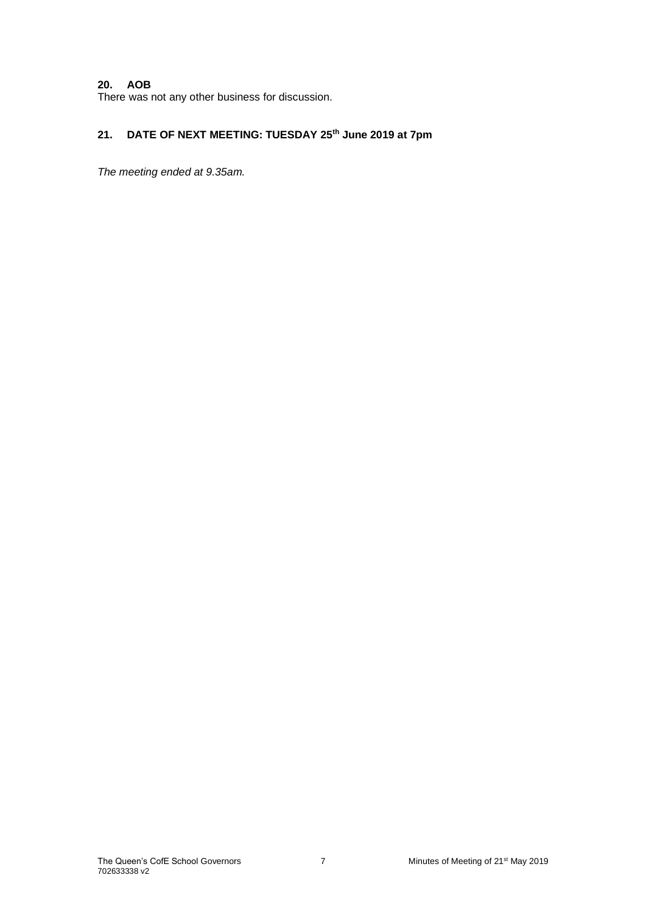**20. AOB**

There was not any other business for discussion.

**21. DATE OF NEXT MEETING: TUESDAY 25th June 2019 at 7pm**

*The meeting ended at 9.35am.*